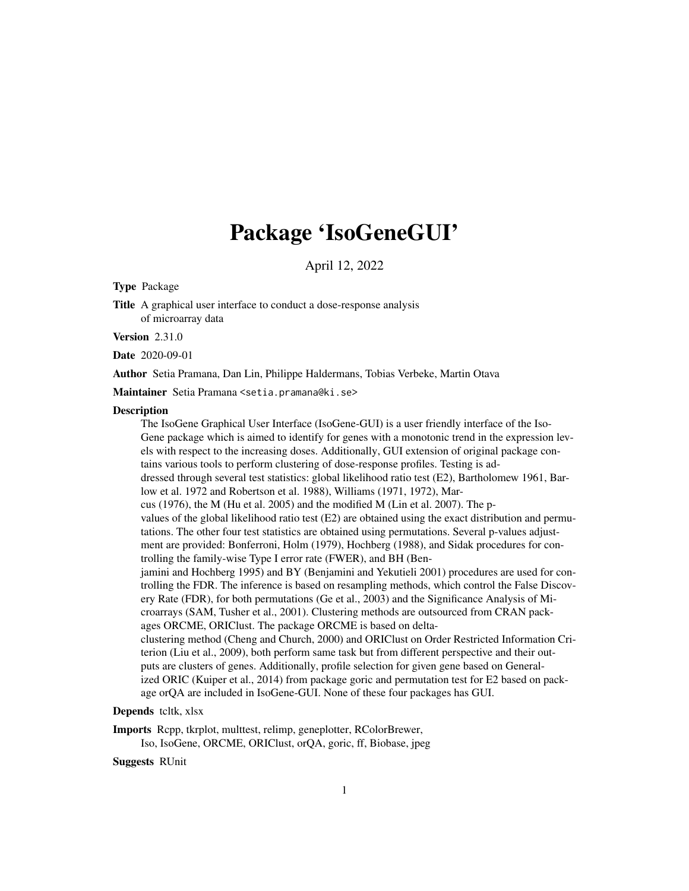# Package 'IsoGeneGUI'

April 12, 2022

**Type** Package

**Title** A graphical user interface to conduct a dose-response analysis of microarray data

**Version** 2.31.0

**Date** 2020-09-01

**Author** Setia Pramana, Dan Lin, Philippe Haldermans, Tobias Verbeke, Martin Otava

**Maintainer** Setia Pramana <setia.pramana@ki.se>

**Description**

The IsoGene Graphical User Interface (IsoGene-GUI) is a user friendly interface of the IsoGene package which is aimed to identify for genes with a monotonic trend in the expression levels with respect to the increasing doses. Additionally, GUI extension of original package contains various tools to perform clustering of dose-response profiles. Testing is addressed through several test statistics: global likelihood ratio test (E2), Bartholomew 1961, Barlow et al. 1972 and Robertson et al. 1988), Williams (1971, 1972), Marcus (1976), the M (Hu et al. 2005) and the modified M (Lin et al. 2007). The p-values of the global likelihood ratio test (E2) are obtained using the exact distribution and permutations. The other four test statistics are obtained using permutations. Several p-values adjustment are provided: Bonferroni, Holm (1979), Hochberg (1988), and Sidak procedures for controlling the family-wise Type I error rate (FWER), and BH (Benjamini and Hochberg 1995) and BY (Benjamini and Yekutieli 2001) procedures are used for controlling the FDR. The inference is based on resampling methods, which control the False Discovery Rate (FDR), for both permutations (Ge et al., 2003) and the Significance Analysis of Microarrays (SAM, Tusher et al., 2001). Clustering methods are outsourced from CRAN packages ORCME, ORIClust. The package ORCME is based on delta-clustering method (Cheng and Church, 2000) and ORIClust on Order Restricted Information Criterion (Liu et al., 2009), both perform same task but from different perspective and their outputs are clusters of genes. Additionally, profile selection for given gene based on Generalized ORIC (Kuiper et al., 2014) from package goric and permutation test for E2 based on package orQA are included in IsoGene-GUI. None of these four packages has GUI.

**Depends** tcltk, xlsx

**Imports** Rcpp, tkrplot, multtest, relimp, geneplotter, RColorBrewer, Iso, IsoGene, ORCME, ORIClust, orQA, goric, ff, Biobase, jpeg

**Suggests** RUnit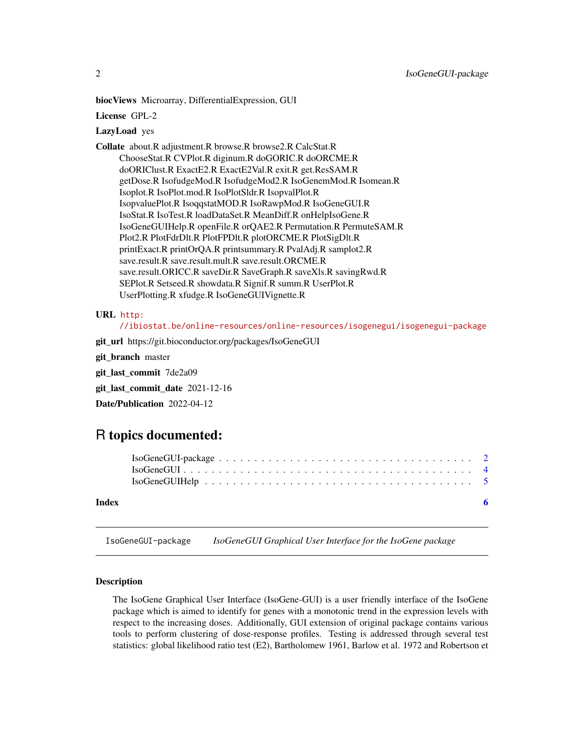**biocViews** Microarray, DifferentialExpression, GUI

**License** GPL-2

**LazyLoad** yes

**Collate** about.R adjustment.R browse.R browse2.R CalcStat.R ChooseStat.R CVPlot.R diginum.R doGORIC.R doORCME.R doORIClust.R ExactE2.R ExactE2Val.R exit.R get.ResSAM.R getDose.R IsofudgeMod.R IsofudgeMod2.R IsoGenemMod.R Isomean.R Isoplot.R IsoPlot.mod.R IsoPlotSldr.R IsopvalPlot.R IsopvaluePlot.R IsoqqstatMOD.R IsoRawpMod.R IsoGeneGUI.R IsoStat.R IsoTest.R loadDataSet.R MeanDiff.R onHelpIsoGene.R IsoGeneGUIHelp.R openFile.R orQAE2.R Permutation.R PermuteSAM.R Plot2.R PlotFdrDlt.R PlotFPDlt.R plotORCME.R PlotSigDlt.R printExact.R printOrQA.R printsummary.R PvalAdj.R samplot2.R save.result.R save.result.mult.R save.result.ORCME.R save.result.ORICC.R saveDir.R SaveGraph.R saveXls.R savingRwd.R SEPlot.R Setseed.R showdata.R Signif.R summ.R UserPlot.R UserPlotting.R xfudge.R IsoGeneGUIVignette.R

**URL** http://ibiostat.be/online-resources/online-resources/isogenegui/isogenegui-package

**git_url** https://git.bioconductor.org/packages/IsoGeneGUI

**git_branch** master

**git_last_commit** 7de2a09

**git_last_commit_date** 2021-12-16

**Date/Publication** 2022-04-12

# R topics documented:

- IsoGeneGUI-package . . . . . 2
- IsoGeneGUI . . . . . 4
- IsoGeneGUIHelp . . . . . 5

**Index** 6

---

`IsoGeneGUI-package` *IsoGeneGUI Graphical User Interface for the IsoGene package*

---

### Description

The IsoGene Graphical User Interface (IsoGene-GUI) is a user friendly interface of the IsoGene package which is aimed to identify for genes with a monotonic trend in the expression levels with respect to the increasing doses. Additionally, GUI extension of original package contains various tools to perform clustering of dose-response profiles. Testing is addressed through several test statistics: global likelihood ratio test (E2), Bartholomew 1961, Barlow et al. 1972 and Robertson et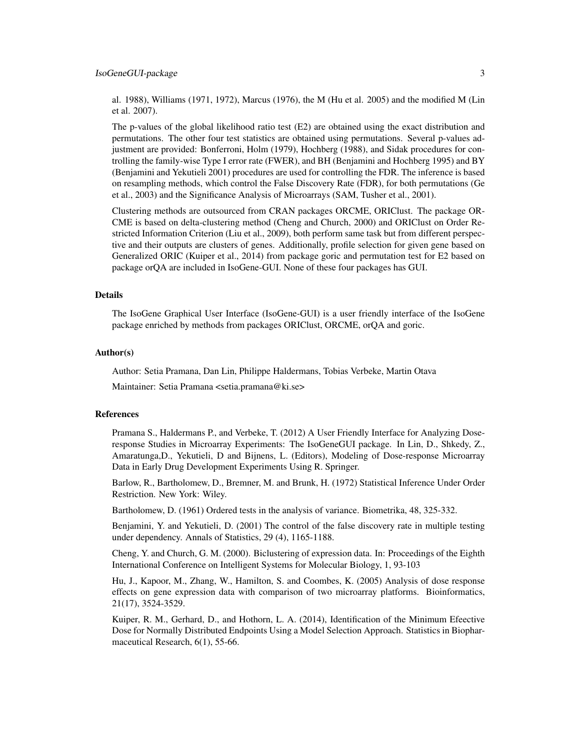al. 1988), Williams (1971, 1972), Marcus (1976), the M (Hu et al. 2005) and the modified M (Lin et al. 2007).

The p-values of the global likelihood ratio test (E2) are obtained using the exact distribution and permutations. The other four test statistics are obtained using permutations. Several p-values adjustment are provided: Bonferroni, Holm (1979), Hochberg (1988), and Sidak procedures for controlling the family-wise Type I error rate (FWER), and BH (Benjamini and Hochberg 1995) and BY (Benjamini and Yekutieli 2001) procedures are used for controlling the FDR. The inference is based on resampling methods, which control the False Discovery Rate (FDR), for both permutations (Ge et al., 2003) and the Significance Analysis of Microarrays (SAM, Tusher et al., 2001).

Clustering methods are outsourced from CRAN packages ORCME, ORIClust. The package ORCME is based on delta-clustering method (Cheng and Church, 2000) and ORIClust on Order Restricted Information Criterion (Liu et al., 2009), both perform same task but from different perspective and their outputs are clusters of genes. Additionally, profile selection for given gene based on Generalized ORIC (Kuiper et al., 2014) from package goric and permutation test for E2 based on package orQA are included in IsoGene-GUI. None of these four packages has GUI.

## Details

The IsoGene Graphical User Interface (IsoGene-GUI) is a user friendly interface of the IsoGene package enriched by methods from packages ORIClust, ORCME, orQA and goric.

## Author(s)

Author: Setia Pramana, Dan Lin, Philippe Haldermans, Tobias Verbeke, Martin Otava

Maintainer: Setia Pramana <setia.pramana@ki.se>

## References

Pramana S., Haldermans P., and Verbeke, T. (2012) A User Friendly Interface for Analyzing Dose-response Studies in Microarray Experiments: The IsoGeneGUI package. In Lin, D., Shkedy, Z., Amaratunga,D., Yekutieli, D and Bijnens, L. (Editors), Modeling of Dose-response Microarray Data in Early Drug Development Experiments Using R. Springer.

Barlow, R., Bartholomew, D., Bremner, M. and Brunk, H. (1972) Statistical Inference Under Order Restriction. New York: Wiley.

Bartholomew, D. (1961) Ordered tests in the analysis of variance. Biometrika, 48, 325-332.

Benjamini, Y. and Yekutieli, D. (2001) The control of the false discovery rate in multiple testing under dependency. Annals of Statistics, 29 (4), 1165-1188.

Cheng, Y. and Church, G. M. (2000). Biclustering of expression data. In: Proceedings of the Eighth International Conference on Intelligent Systems for Molecular Biology, 1, 93-103

Hu, J., Kapoor, M., Zhang, W., Hamilton, S. and Coombes, K. (2005) Analysis of dose response effects on gene expression data with comparison of two microarray platforms. Bioinformatics, 21(17), 3524-3529.

Kuiper, R. M., Gerhard, D., and Hothorn, L. A. (2014), Identification of the Minimum Efeective Dose for Normally Distributed Endpoints Using a Model Selection Approach. Statistics in Biopharmaceutical Research, 6(1), 55-66.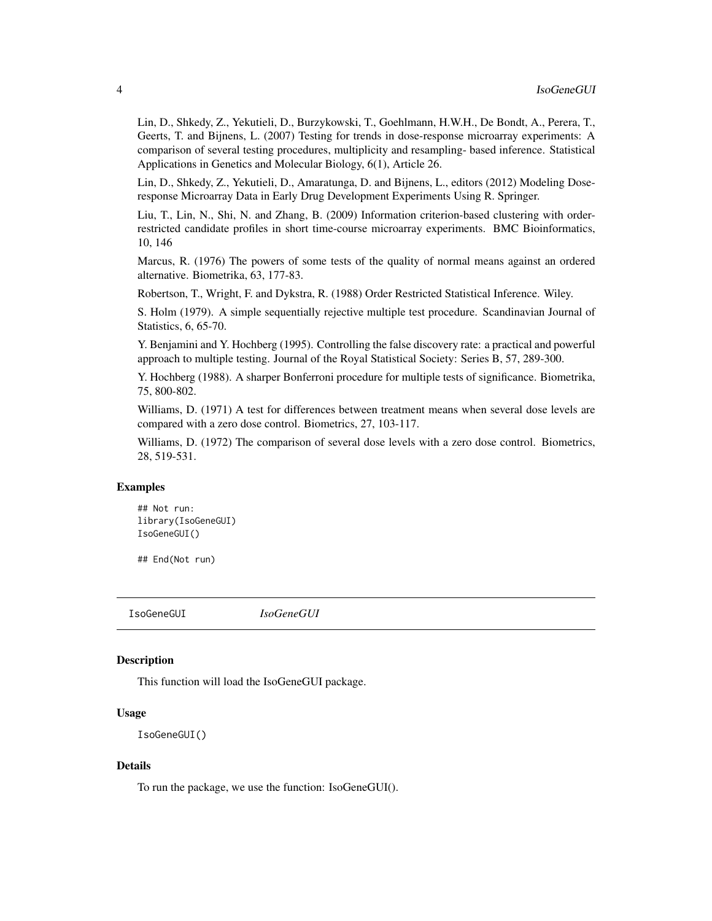Lin, D., Shkedy, Z., Yekutieli, D., Burzykowski, T., Goehlmann, H.W.H., De Bondt, A., Perera, T., Geerts, T. and Bijnens, L. (2007) Testing for trends in dose-response microarray experiments: A comparison of several testing procedures, multiplicity and resampling- based inference. Statistical Applications in Genetics and Molecular Biology, 6(1), Article 26.

Lin, D., Shkedy, Z., Yekutieli, D., Amaratunga, D. and Bijnens, L., editors (2012) Modeling Dose-response Microarray Data in Early Drug Development Experiments Using R. Springer.

Liu, T., Lin, N., Shi, N. and Zhang, B. (2009) Information criterion-based clustering with order-restricted candidate profiles in short time-course microarray experiments. BMC Bioinformatics, 10, 146

Marcus, R. (1976) The powers of some tests of the quality of normal means against an ordered alternative. Biometrika, 63, 177-83.

Robertson, T., Wright, F. and Dykstra, R. (1988) Order Restricted Statistical Inference. Wiley.

S. Holm (1979). A simple sequentially rejective multiple test procedure. Scandinavian Journal of Statistics, 6, 65-70.

Y. Benjamini and Y. Hochberg (1995). Controlling the false discovery rate: a practical and powerful approach to multiple testing. Journal of the Royal Statistical Society: Series B, 57, 289-300.

Y. Hochberg (1988). A sharper Bonferroni procedure for multiple tests of significance. Biometrika, 75, 800-802.

Williams, D. (1971) A test for differences between treatment means when several dose levels are compared with a zero dose control. Biometrics, 27, 103-117.

Williams, D. (1972) The comparison of several dose levels with a zero dose control. Biometrics, 28, 519-531.

### Examples

```
## Not run:
library(IsoGeneGUI)
IsoGeneGUI()

## End(Not run)
```

## IsoGeneGUI *IsoGeneGUI*

### Description

This function will load the IsoGeneGUI package.

### Usage

```
IsoGeneGUI()
```

### Details

To run the package, we use the function: IsoGeneGUI().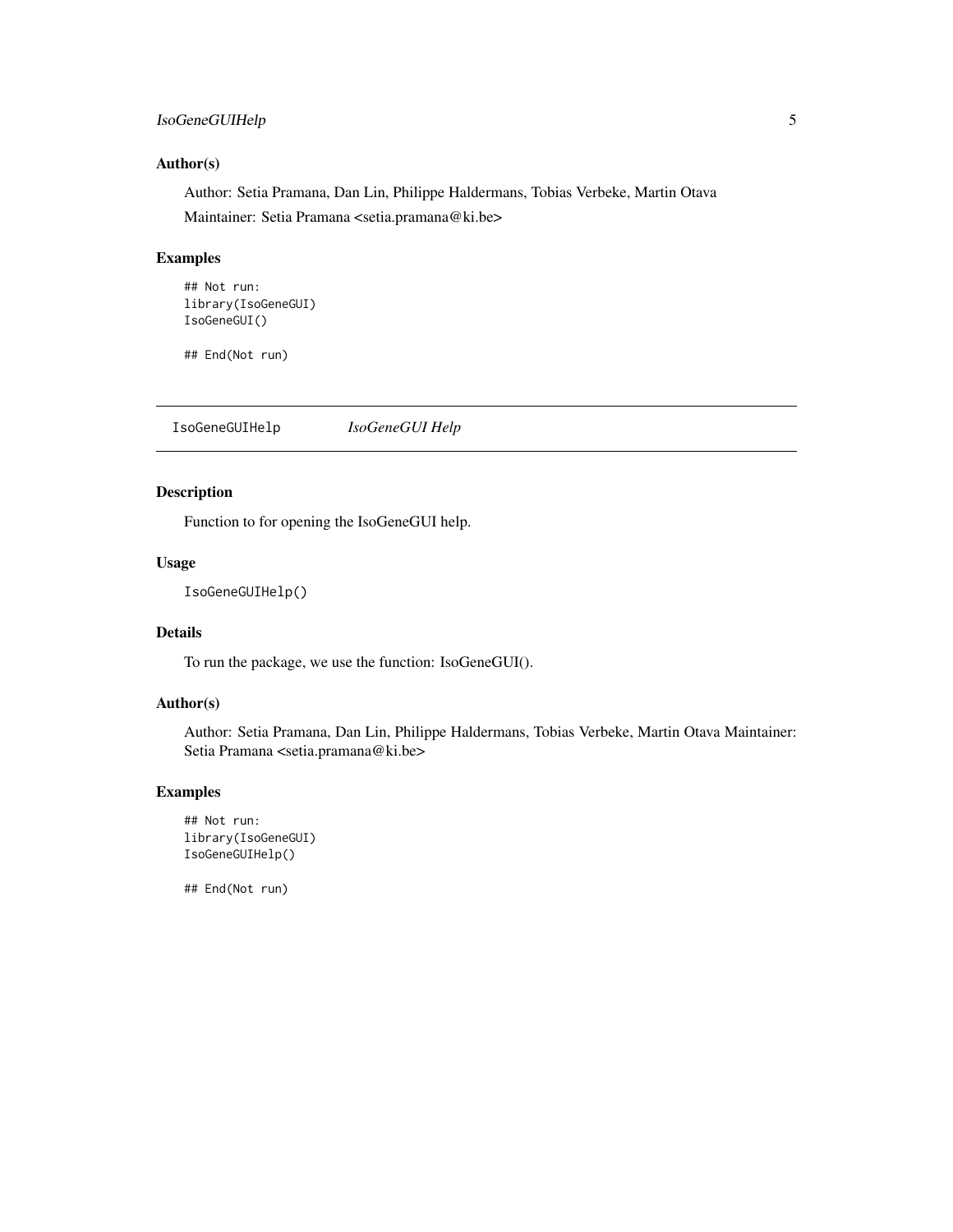### Author(s)

Author: Setia Pramana, Dan Lin, Philippe Haldermans, Tobias Verbeke, Martin Otava

Maintainer: Setia Pramana <setia.pramana@ki.be>

### Examples

```
## Not run:
library(IsoGeneGUI)
IsoGeneGUI()

## End(Not run)
```

---

## IsoGeneGUIHelp *IsoGeneGUI Help*

---

### Description

Function to for opening the IsoGeneGUI help.

### Usage

```
IsoGeneGUIHelp()
```

### Details

To run the package, we use the function: IsoGeneGUI().

### Author(s)

Author: Setia Pramana, Dan Lin, Philippe Haldermans, Tobias Verbeke, Martin Otava Maintainer: Setia Pramana <setia.pramana@ki.be>

### Examples

```
## Not run:
library(IsoGeneGUI)
IsoGeneGUIHelp()

## End(Not run)
```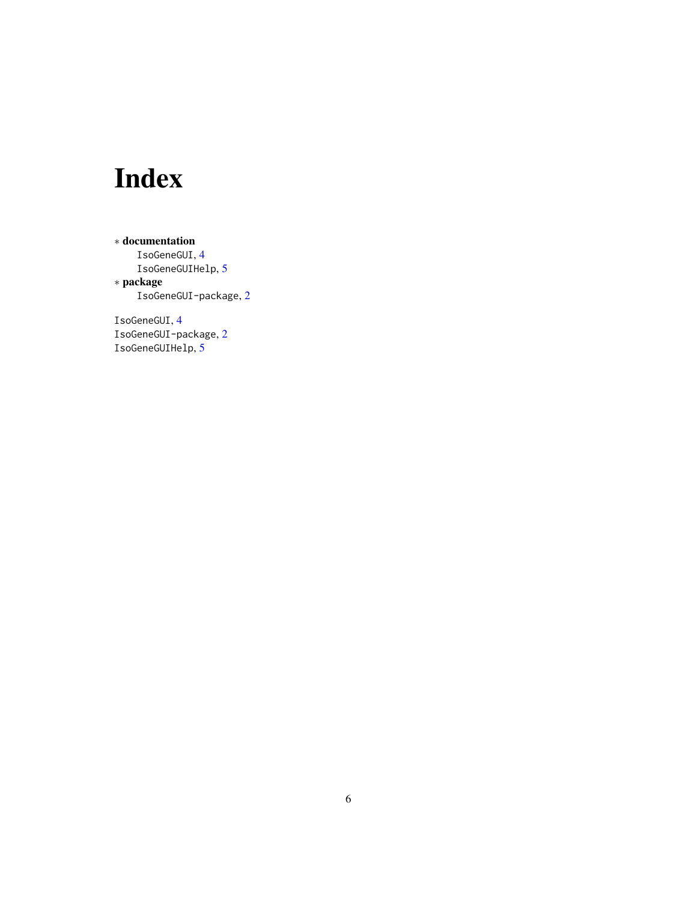# Index

∗ **documentation**
    IsoGeneGUI, 4
    IsoGeneGUIHelp, 5
∗ **package**
    IsoGeneGUI-package, 2

IsoGeneGUI, 4
IsoGeneGUI-package, 2
IsoGeneGUIHelp, 5